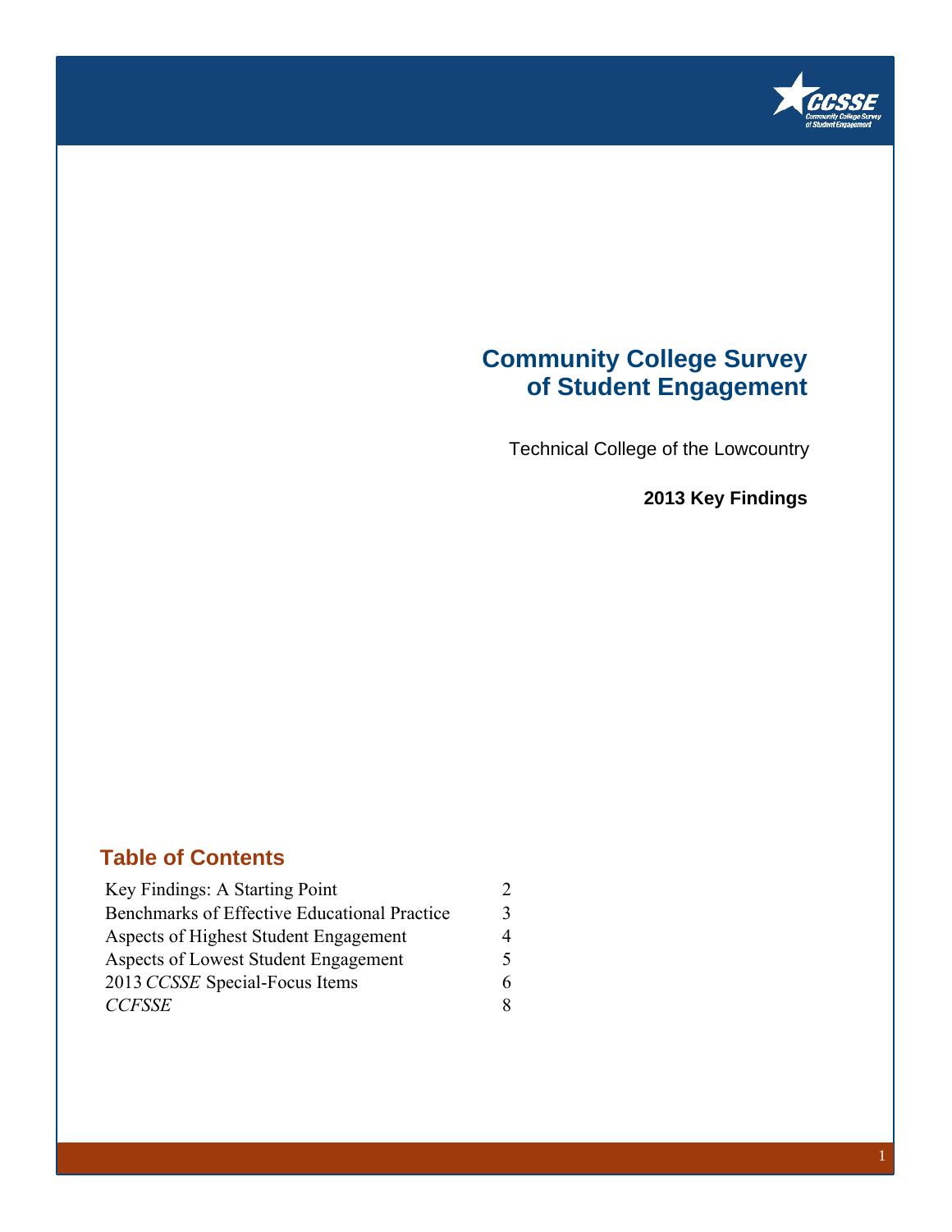# Community College Survey of Student Engagement

Technical College of the Lowcountry

**2013 Key Findings**

## Table of Contents

| | |
|---|---|
| Key Findings: A Starting Point | 2 |
| Benchmarks of Effective Educational Practice | 3 |
| Aspects of Highest Student Engagement | 4 |
| Aspects of Lowest Student Engagement | 5 |
| 2013 *CCSSE* Special-Focus Items | 6 |
| *CCFSSE* | 8 |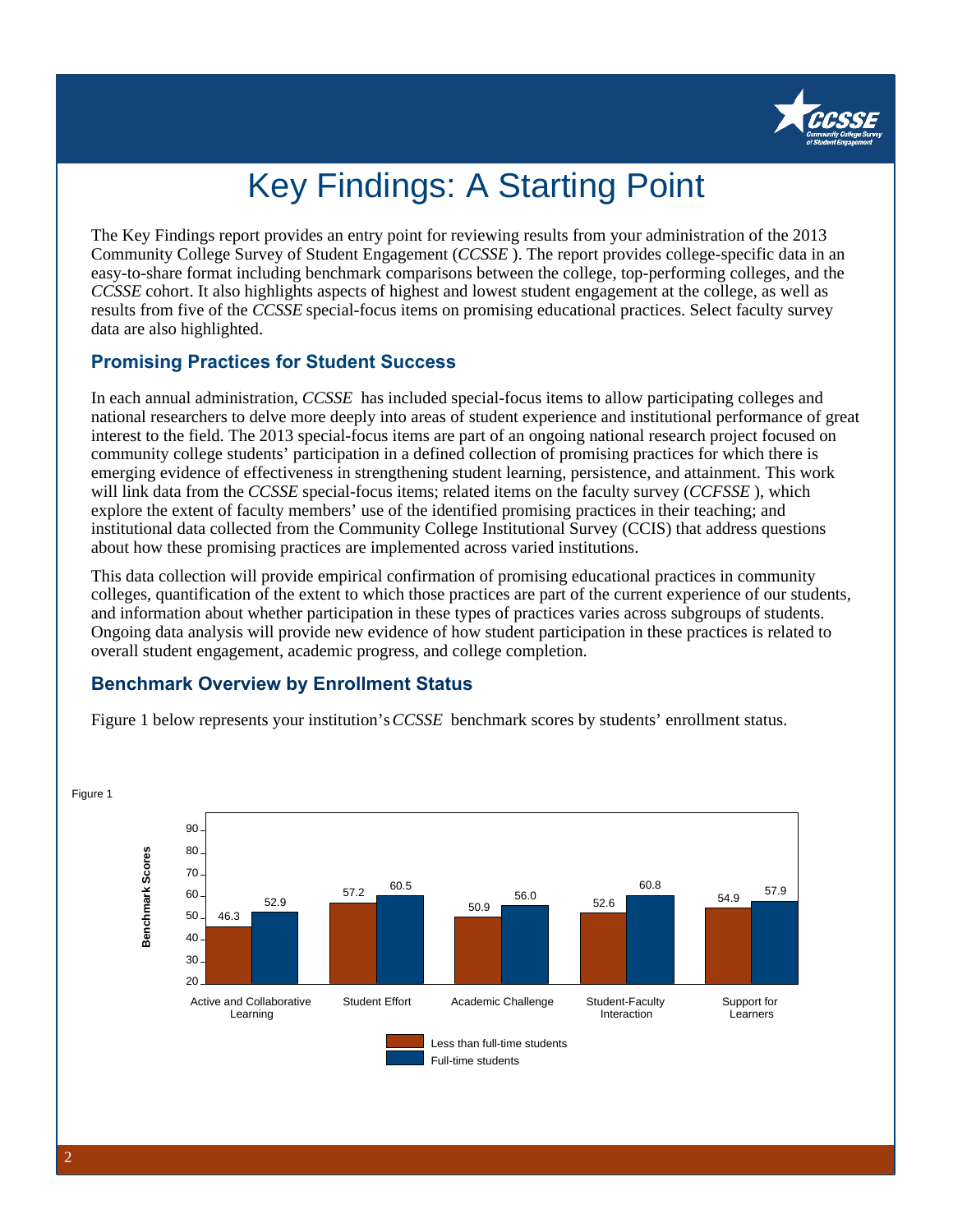# Key Findings: A Starting Point

The Key Findings report provides an entry point for reviewing results from your administration of the 2013 Community College Survey of Student Engagement (*CCSSE* ). The report provides college-specific data in an easy-to-share format including benchmark comparisons between the college, top-performing colleges, and the *CCSSE* cohort. It also highlights aspects of highest and lowest student engagement at the college, as well as results from five of the *CCSSE* special-focus items on promising educational practices. Select faculty survey data are also highlighted.

## Promising Practices for Student Success

In each annual administration, *CCSSE* has included special-focus items to allow participating colleges and national researchers to delve more deeply into areas of student experience and institutional performance of great interest to the field. The 2013 special-focus items are part of an ongoing national research project focused on community college students' participation in a defined collection of promising practices for which there is emerging evidence of effectiveness in strengthening student learning, persistence, and attainment. This work will link data from the *CCSSE* special-focus items; related items on the faculty survey (*CCFSSE* ), which explore the extent of faculty members' use of the identified promising practices in their teaching; and institutional data collected from the Community College Institutional Survey (CCIS) that address questions about how these promising practices are implemented across varied institutions.

This data collection will provide empirical confirmation of promising educational practices in community colleges, quantification of the extent to which those practices are part of the current experience of our students, and information about whether participation in these types of practices varies across subgroups of students. Ongoing data analysis will provide new evidence of how student participation in these practices is related to overall student engagement, academic progress, and college completion.

## Benchmark Overview by Enrollment Status

Figure 1 below represents your institution's *CCSSE* benchmark scores by students' enrollment status.

Figure 1

| Benchmark | Less than full-time students | Full-time students |
|---|---|---|
| Active and Collaborative Learning | 46.3 | 52.9 |
| Student Effort | 57.2 | 60.5 |
| Academic Challenge | 50.9 | 56.0 |
| Student-Faculty Interaction | 52.6 | 60.8 |
| Support for Learners | 54.9 | 57.9 |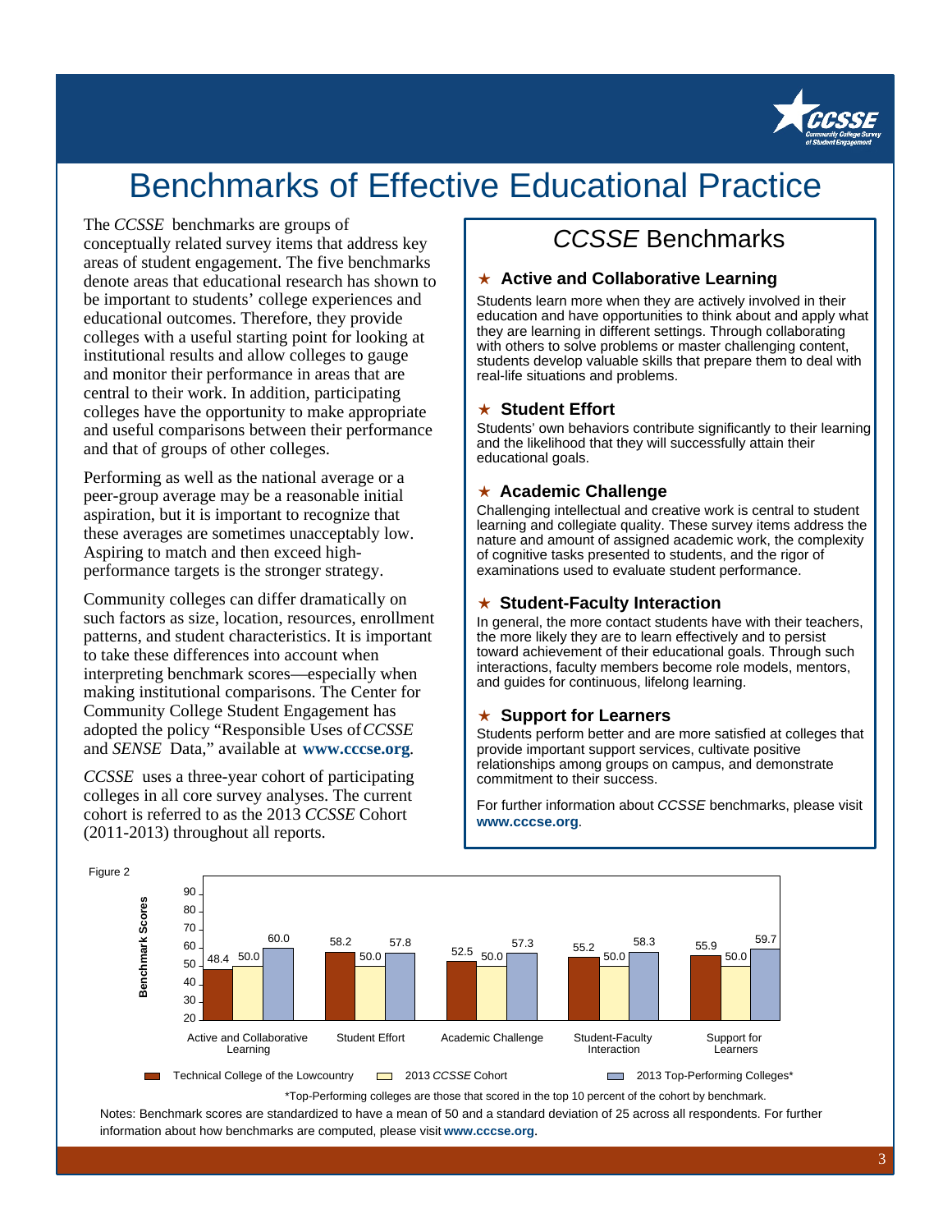# Benchmarks of Effective Educational Practice

The *CCSSE* benchmarks are groups of conceptually related survey items that address key areas of student engagement. The five benchmarks denote areas that educational research has shown to be important to students' college experiences and educational outcomes. Therefore, they provide colleges with a useful starting point for looking at institutional results and allow colleges to gauge and monitor their performance in areas that are central to their work. In addition, participating colleges have the opportunity to make appropriate and useful comparisons between their performance and that of groups of other colleges.

Performing as well as the national average or a peer-group average may be a reasonable initial aspiration, but it is important to recognize that these averages are sometimes unacceptably low. Aspiring to match and then exceed high-performance targets is the stronger strategy.

Community colleges can differ dramatically on such factors as size, location, resources, enrollment patterns, and student characteristics. It is important to take these differences into account when interpreting benchmark scores—especially when making institutional comparisons. The Center for Community College Student Engagement has adopted the policy "Responsible Uses of *CCSSE* and *SENSE* Data," available at **www.cccse.org**.

*CCSSE* uses a three-year cohort of participating colleges in all core survey analyses. The current cohort is referred to as the 2013 *CCSSE* Cohort (2011-2013) throughout all reports.

## *CCSSE* Benchmarks

### ★ Active and Collaborative Learning

Students learn more when they are actively involved in their education and have opportunities to think about and apply what they are learning in different settings. Through collaborating with others to solve problems or master challenging content, students develop valuable skills that prepare them to deal with real-life situations and problems.

### ★ Student Effort

Students' own behaviors contribute significantly to their learning and the likelihood that they will successfully attain their educational goals.

### ★ Academic Challenge

Challenging intellectual and creative work is central to student learning and collegiate quality. These survey items address the nature and amount of assigned academic work, the complexity of cognitive tasks presented to students, and the rigor of examinations used to evaluate student performance.

### ★ Student-Faculty Interaction

In general, the more contact students have with their teachers, the more likely they are to learn effectively and to persist toward achievement of their educational goals. Through such interactions, faculty members become role models, mentors, and guides for continuous, lifelong learning.

### ★ Support for Learners

Students perform better and are more satisfied at colleges that provide important support services, cultivate positive relationships among groups on campus, and demonstrate commitment to their success.

For further information about *CCSSE* benchmarks, please visit **www.cccse.org**.

Figure 2

| Benchmark Scores | Technical College of the Lowcountry | 2013 *CCSSE* Cohort | 2013 Top-Performing Colleges* |
|---|---|---|---|
| Active and Collaborative Learning | 48.4 | 50.0 | 60.0 |
| Student Effort | 58.2 | 50.0 | 57.8 |
| Academic Challenge | 52.5 | 50.0 | 57.3 |
| Student-Faculty Interaction | 55.2 | 50.0 | 58.3 |
| Support for Learners | 55.9 | 50.0 | 59.7 |

*Top-Performing colleges are those that scored in the top 10 percent of the cohort by benchmark.

Notes: Benchmark scores are standardized to have a mean of 50 and a standard deviation of 25 across all respondents. For further information about how benchmarks are computed, please visit **www.cccse.org.**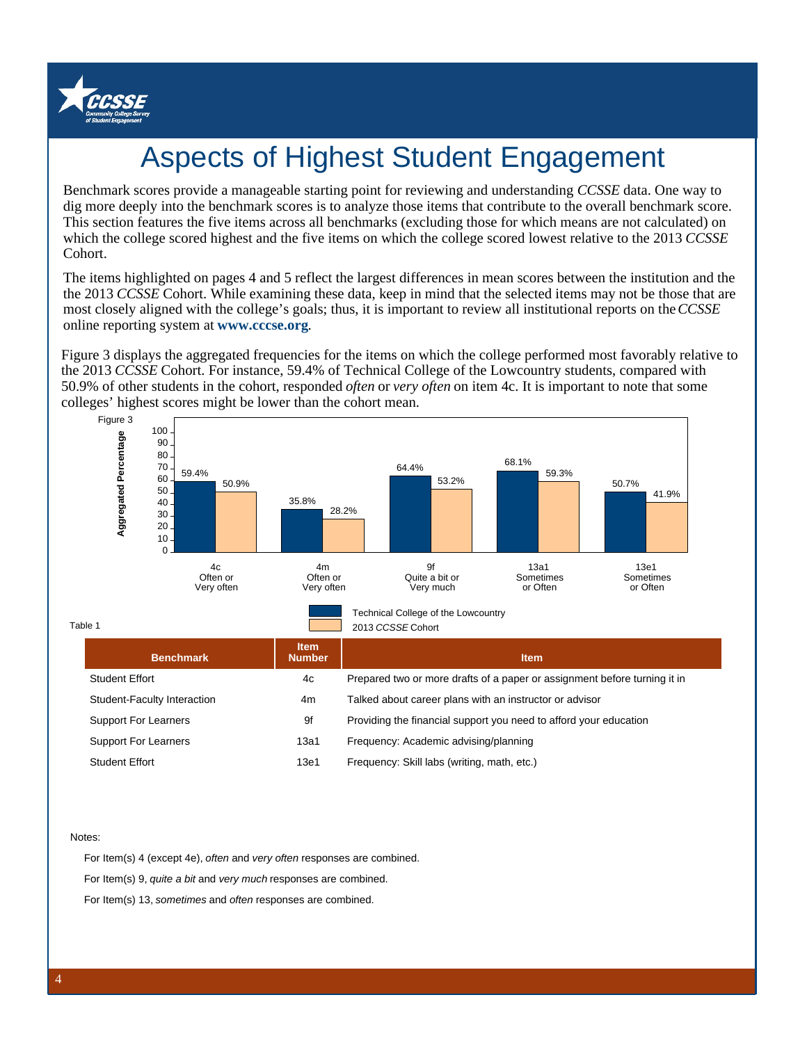# Aspects of Highest Student Engagement

Benchmark scores provide a manageable starting point for reviewing and understanding *CCSSE* data. One way to dig more deeply into the benchmark scores is to analyze those items that contribute to the overall benchmark score. This section features the five items across all benchmarks (excluding those for which means are not calculated) on which the college scored highest and the five items on which the college scored lowest relative to the 2013 *CCSSE* Cohort.

The items highlighted on pages 4 and 5 reflect the largest differences in mean scores between the institution and the the 2013 *CCSSE* Cohort. While examining these data, keep in mind that the selected items may not be those that are most closely aligned with the college's goals; thus, it is important to review all institutional reports on the *CCSSE* online reporting system at **www.cccse.org**.

Figure 3 displays the aggregated frequencies for the items on which the college performed most favorably relative to the 2013 *CCSSE* Cohort. For instance, 59.4% of Technical College of the Lowcountry students, compared with 50.9% of other students in the cohort, responded *often* or *very often* on item 4c. It is important to note that some colleges' highest scores might be lower than the cohort mean.

Figure 3

| Item | Technical College of the Lowcountry | 2013 *CCSSE* Cohort |
|---|---|---|
| 4c Often or Very often | 59.4% | 50.9% |
| 4m Often or Very often | 35.8% | 28.2% |
| 9f Quite a bit or Very much | 64.4% | 53.2% |
| 13a1 Sometimes or Often | 68.1% | 59.3% |
| 13e1 Sometimes or Often | 50.7% | 41.9% |

Table 1

| Benchmark | Item Number | Item |
|---|---|---|
| Student Effort | 4c | Prepared two or more drafts of a paper or assignment before turning it in |
| Student-Faculty Interaction | 4m | Talked about career plans with an instructor or advisor |
| Support For Learners | 9f | Providing the financial support you need to afford your education |
| Support For Learners | 13a1 | Frequency: Academic advising/planning |
| Student Effort | 13e1 | Frequency: Skill labs (writing, math, etc.) |

Notes:

For Item(s) 4 (except 4e), *often* and *very often* responses are combined.

For Item(s) 9, *quite a bit* and *very much* responses are combined.

For Item(s) 13, *sometimes* and *often* responses are combined.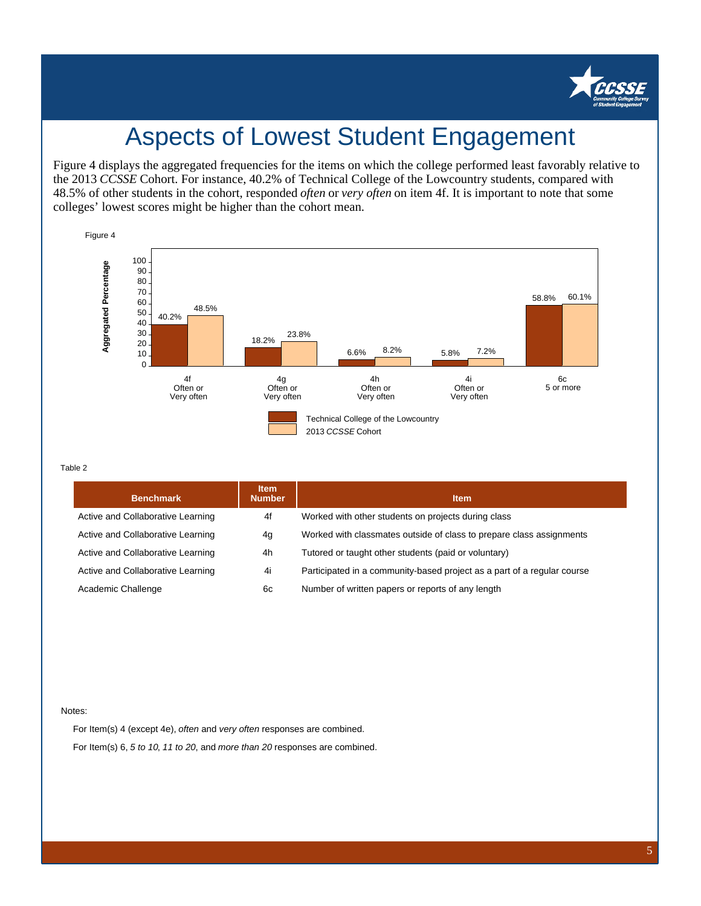# Aspects of Lowest Student Engagement

Figure 4 displays the aggregated frequencies for the items on which the college performed least favorably relative to the 2013 *CCSSE* Cohort. For instance, 40.2% of Technical College of the Lowcountry students, compared with 48.5% of other students in the cohort, responded *often* or *very often* on item 4f. It is important to note that some colleges' lowest scores might be higher than the cohort mean.

Figure 4

| Item | Technical College of the Lowcountry | 2013 *CCSSE* Cohort |
|---|---|---|
| 4f Often or Very often | 40.2% | 48.5% |
| 4g Often or Very often | 18.2% | 23.8% |
| 4h Often or Very often | 6.6% | 8.2% |
| 4i Often or Very often | 5.8% | 7.2% |
| 6c 5 or more | 58.8% | 60.1% |

Table 2

| Benchmark | Item Number | Item |
|---|---|---|
| Active and Collaborative Learning | 4f | Worked with other students on projects during class |
| Active and Collaborative Learning | 4g | Worked with classmates outside of class to prepare class assignments |
| Active and Collaborative Learning | 4h | Tutored or taught other students (paid or voluntary) |
| Active and Collaborative Learning | 4i | Participated in a community-based project as a part of a regular course |
| Academic Challenge | 6c | Number of written papers or reports of any length |

Notes:

For Item(s) 4 (except 4e), *often* and *very often* responses are combined.

For Item(s) 6, *5 to 10*, *11 to 20*, and *more than 20* responses are combined.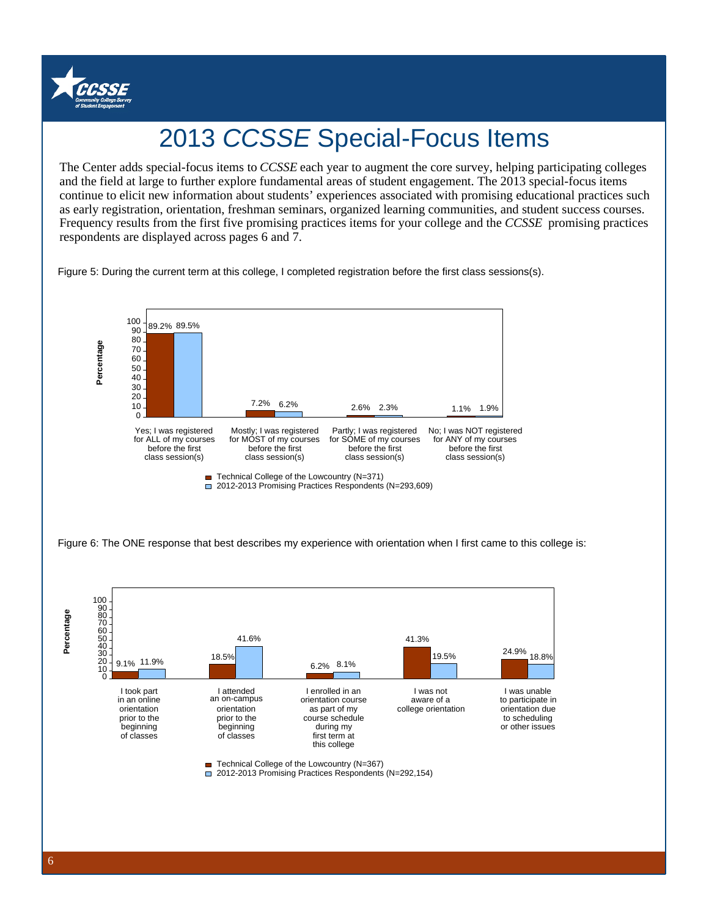# 2013 *CCSSE* Special-Focus Items

The Center adds special-focus items to *CCSSE* each year to augment the core survey, helping participating colleges and the field at large to further explore fundamental areas of student engagement. The 2013 special-focus items continue to elicit new information about students' experiences associated with promising educational practices such as early registration, orientation, freshman seminars, organized learning communities, and student success courses. Frequency results from the first five promising practices items for your college and the *CCSSE* promising practices respondents are displayed across pages 6 and 7.

Figure 5: During the current term at this college, I completed registration before the first class sessions(s).

| Response | Technical College of the Lowcountry (N=371) | 2012-2013 Promising Practices Respondents (N=293,609) |
|---|---|---|
| Yes; I was registered for ALL of my courses before the first class session(s) | 89.2% | 89.5% |
| Mostly; I was registered for MOST of my courses before the first class session(s) | 7.2% | 6.2% |
| Partly; I was registered for SOME of my courses before the first class session(s) | 2.6% | 2.3% |
| No; I was NOT registered for ANY of my courses before the first class session(s) | 1.1% | 1.9% |

Figure 6: The ONE response that best describes my experience with orientation when I first came to this college is:

| Response | Technical College of the Lowcountry (N=367) | 2012-2013 Promising Practices Respondents (N=292,154) |
|---|---|---|
| I took part in an online orientation prior to the beginning of classes | 9.1% | 11.9% |
| I attended an on-campus orientation prior to the beginning of classes | 18.5% | 41.6% |
| I enrolled in an orientation course as part of my course schedule during my first term at this college | 6.2% | 8.1% |
| I was not aware of a college orientation | 41.3% | 19.5% |
| I was unable to participate in orientation due to scheduling or other issues | 24.9% | 18.8% |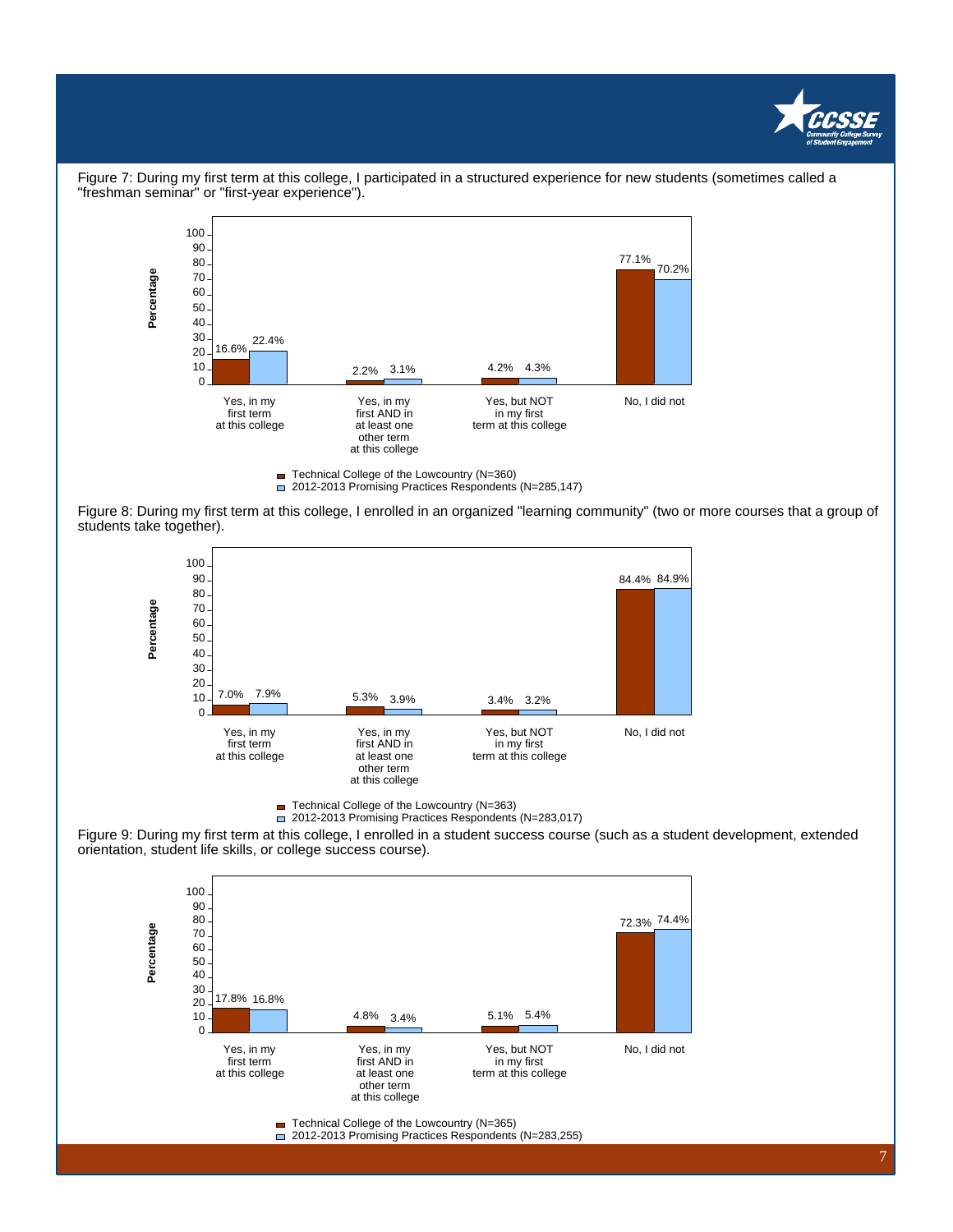Figure 7: During my first term at this college, I participated in a structured experience for new students (sometimes called a "freshman seminar" or "first-year experience").

| | Yes, in my first term at this college | Yes, in my first AND in at least one other term at this college | Yes, but NOT in my first term at this college | No, I did not |
|---|---|---|---|---|
| Technical College of the Lowcountry (N=360) | 16.6% | 2.2% | 4.2% | 77.1% |
| 2012-2013 Promising Practices Respondents (N=285,147) | 22.4% | 3.1% | 4.3% | 70.2% |

Figure 8: During my first term at this college, I enrolled in an organized "learning community" (two or more courses that a group of students take together).

| | Yes, in my first term at this college | Yes, in my first AND in at least one other term at this college | Yes, but NOT in my first term at this college | No, I did not |
|---|---|---|---|---|
| Technical College of the Lowcountry (N=363) | 7.0% | 5.3% | 3.4% | 84.4% |
| 2012-2013 Promising Practices Respondents (N=283,017) | 7.9% | 3.9% | 3.2% | 84.9% |

Figure 9: During my first term at this college, I enrolled in a student success course (such as a student development, extended orientation, student life skills, or college success course).

| | Yes, in my first term at this college | Yes, in my first AND in at least one other term at this college | Yes, but NOT in my first term at this college | No, I did not |
|---|---|---|---|---|
| Technical College of the Lowcountry (N=365) | 17.8% | 4.8% | 5.1% | 72.3% |
| 2012-2013 Promising Practices Respondents (N=283,255) | 16.8% | 3.4% | 5.4% | 74.4% |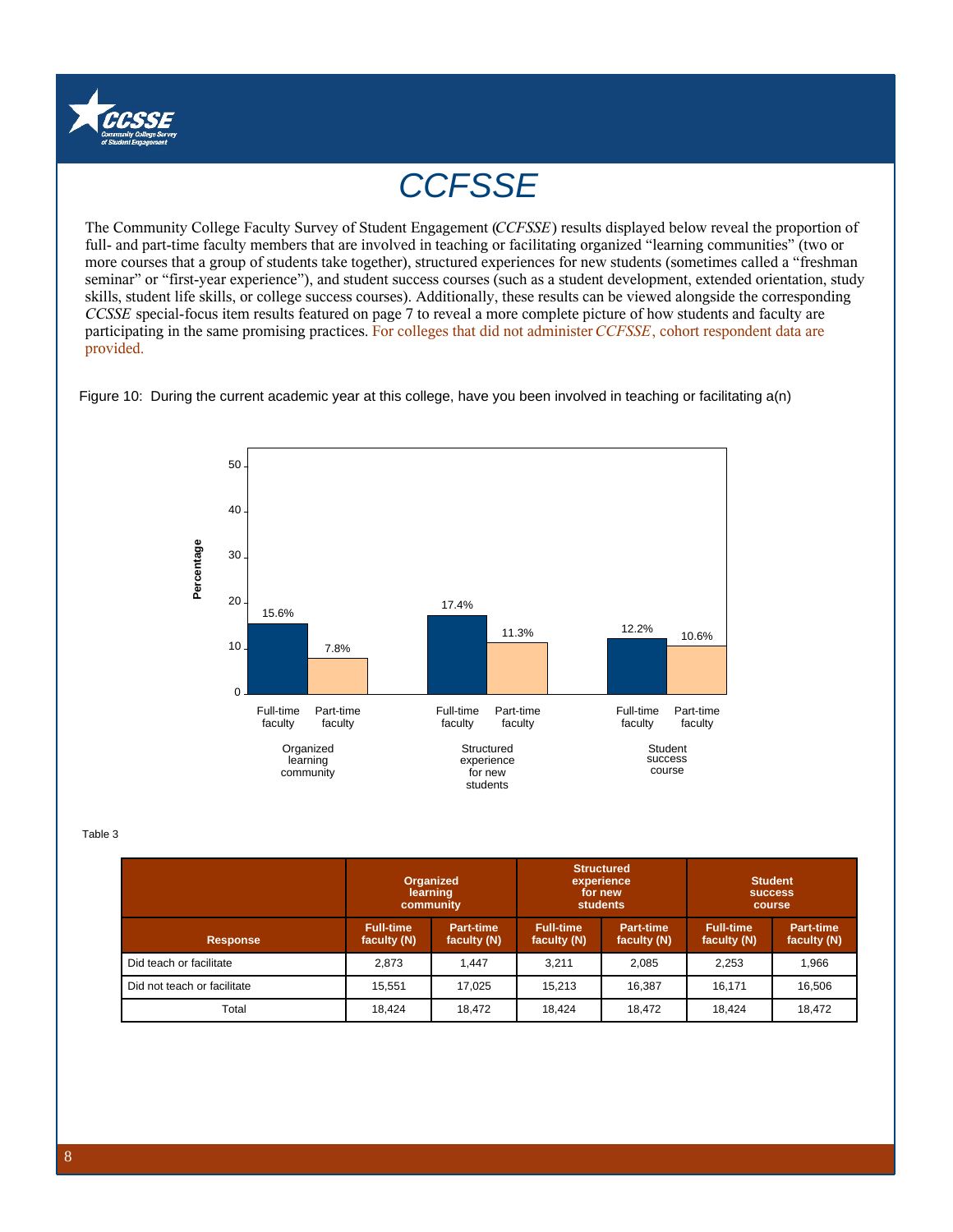# CCFSSE

The Community College Faculty Survey of Student Engagement (*CCFSSE*) results displayed below reveal the proportion of full- and part-time faculty members that are involved in teaching or facilitating organized "learning communities" (two or more courses that a group of students take together), structured experiences for new students (sometimes called a "freshman seminar" or "first-year experience"), and student success courses (such as a student development, extended orientation, study skills, student life skills, or college success courses). Additionally, these results can be viewed alongside the corresponding *CCSSE* special-focus item results featured on page 7 to reveal a more complete picture of how students and faculty are participating in the same promising practices. For colleges that did not administer *CCFSSE*, cohort respondent data are provided.

Figure 10: During the current academic year at this college, have you been involved in teaching or facilitating a(n)

Percentage

50
40
30
20
10
0

15.6%
7.8%
17.4%
11.3%
12.2%
10.6%

Full-time faculty
Part-time faculty
Full-time faculty
Part-time faculty
Full-time faculty
Part-time faculty

Organized learning community
Structured experience for new students
Student success course

Table 3

| | Organized learning community | | Structured experience for new students | | Student success course | |
|---|---|---|---|---|---|---|
| Response | Full-time faculty (N) | Part-time faculty (N) | Full-time faculty (N) | Part-time faculty (N) | Full-time faculty (N) | Part-time faculty (N) |
| Did teach or facilitate | 2,873 | 1,447 | 3,211 | 2,085 | 2,253 | 1,966 |
| Did not teach or facilitate | 15,551 | 17,025 | 15,213 | 16,387 | 16,171 | 16,506 |
| Total | 18,424 | 18,472 | 18,424 | 18,472 | 18,424 | 18,472 |